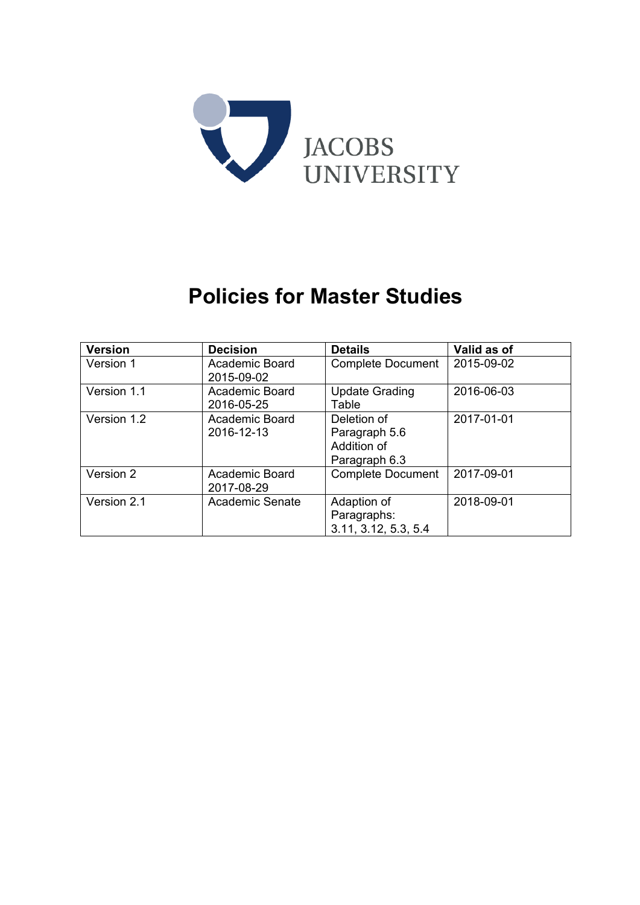JACOBS UNIVERSITY

# Policies for Master Studies

| Version | Decision | Details | Valid as of |
|---|---|---|---|
| Version 1 | Academic Board 2015-09-02 | Complete Document | 2015-09-02 |
| Version 1.1 | Academic Board 2016-05-25 | Update Grading Table | 2016-06-03 |
| Version 1.2 | Academic Board 2016-12-13 | Deletion of Paragraph 5.6 Addition of Paragraph 6.3 | 2017-01-01 |
| Version 2 | Academic Board 2017-08-29 | Complete Document | 2017-09-01 |
| Version 2.1 | Academic Senate | Adaption of Paragraphs: 3.11, 3.12, 5.3, 5.4 | 2018-09-01 |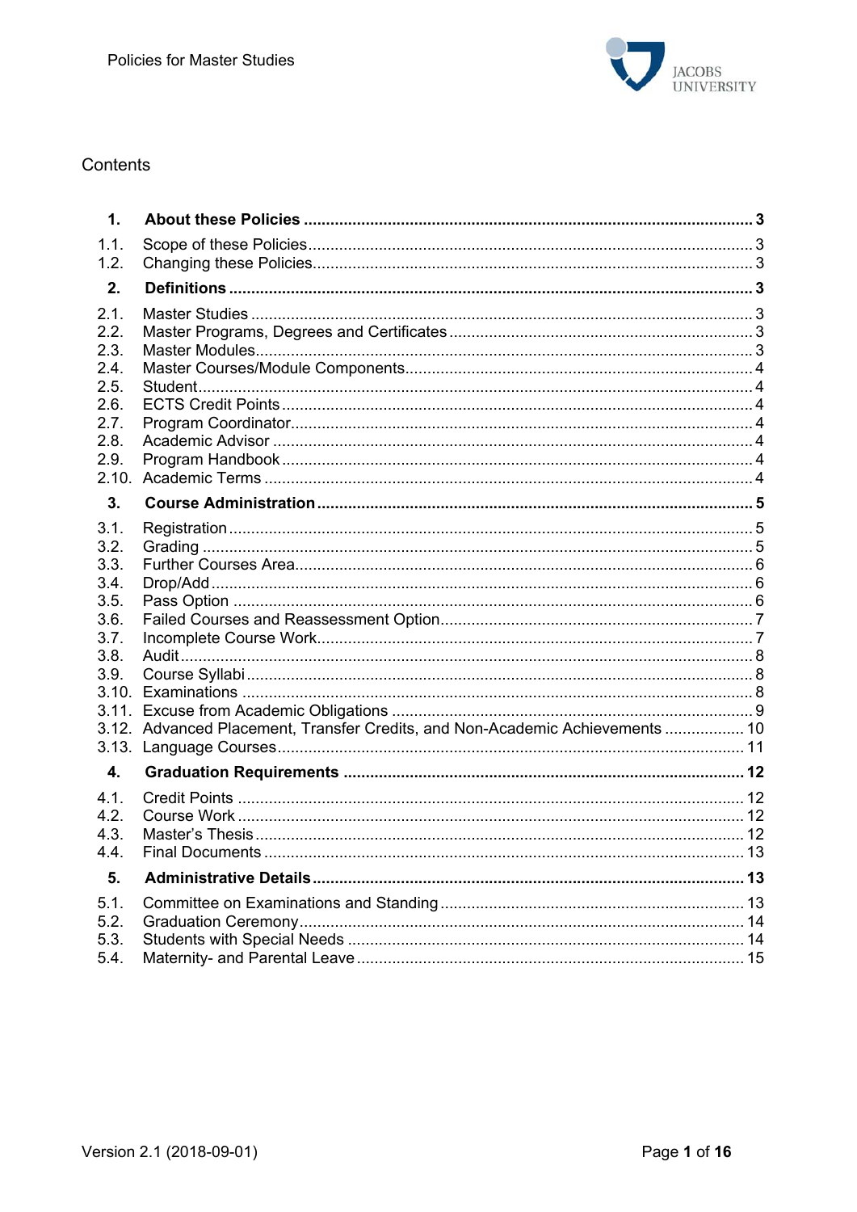# Contents

**1. About these Policies** .......... **3**

1.1. Scope of these Policies .......... 3
1.2. Changing these Policies .......... 3

**2. Definitions** .......... **3**

2.1. Master Studies .......... 3
2.2. Master Programs, Degrees and Certificates .......... 3
2.3. Master Modules .......... 3
2.4. Master Courses/Module Components .......... 4
2.5. Student .......... 4
2.6. ECTS Credit Points .......... 4
2.7. Program Coordinator .......... 4
2.8. Academic Advisor .......... 4
2.9. Program Handbook .......... 4
2.10. Academic Terms .......... 4

**3. Course Administration** .......... **5**

3.1. Registration .......... 5
3.2. Grading .......... 5
3.3. Further Courses Area .......... 6
3.4. Drop/Add .......... 6
3.5. Pass Option .......... 6
3.6. Failed Courses and Reassessment Option .......... 7
3.7. Incomplete Course Work .......... 7
3.8. Audit .......... 8
3.9. Course Syllabi .......... 8
3.10. Examinations .......... 8
3.11. Excuse from Academic Obligations .......... 9
3.12. Advanced Placement, Transfer Credits, and Non-Academic Achievements .......... 10
3.13. Language Courses .......... 11

**4. Graduation Requirements** .......... **12**

4.1. Credit Points .......... 12
4.2. Course Work .......... 12
4.3. Master's Thesis .......... 12
4.4. Final Documents .......... 13

**5. Administrative Details** .......... **13**

5.1. Committee on Examinations and Standing .......... 13
5.2. Graduation Ceremony .......... 14
5.3. Students with Special Needs .......... 14
5.4. Maternity- and Parental Leave .......... 15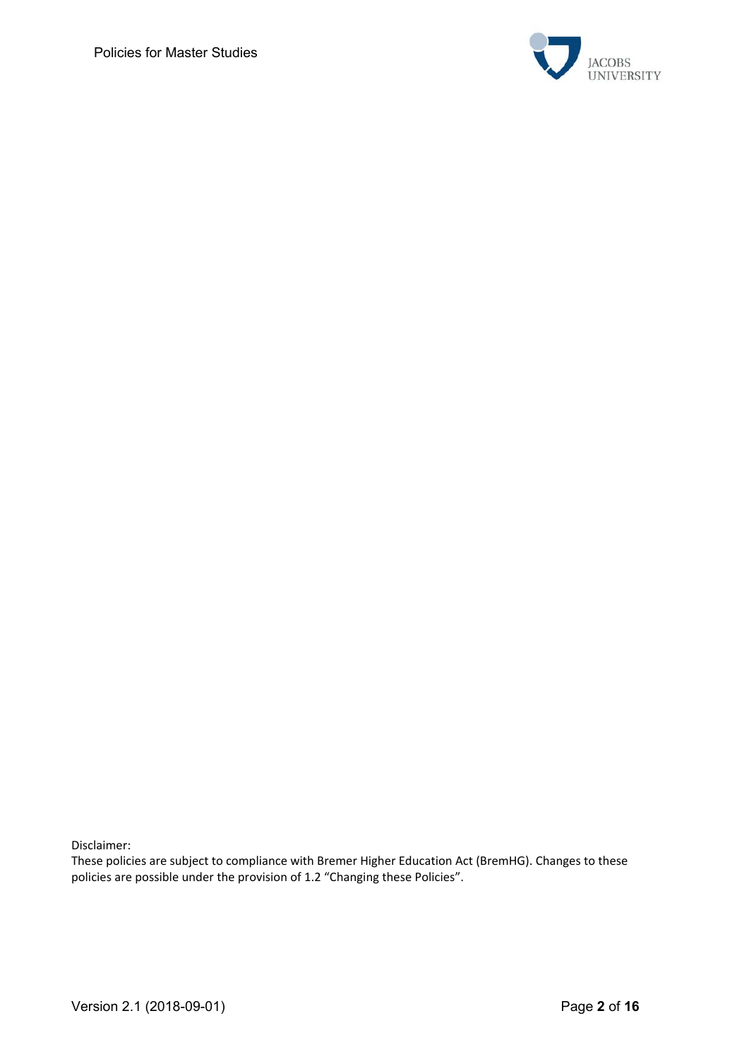Disclaimer:
These policies are subject to compliance with Bremer Higher Education Act (BremHG). Changes to these policies are possible under the provision of 1.2 “Changing these Policies”.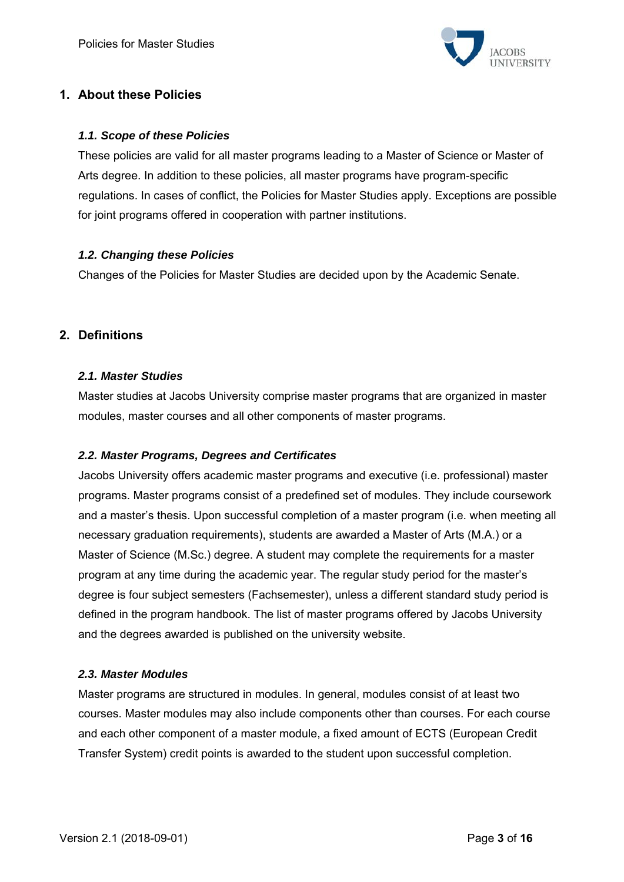## 1. About these Policies

### *1.1. Scope of these Policies*

These policies are valid for all master programs leading to a Master of Science or Master of Arts degree. In addition to these policies, all master programs have program-specific regulations. In cases of conflict, the Policies for Master Studies apply. Exceptions are possible for joint programs offered in cooperation with partner institutions.

### *1.2. Changing these Policies*

Changes of the Policies for Master Studies are decided upon by the Academic Senate.

## 2. Definitions

### *2.1. Master Studies*

Master studies at Jacobs University comprise master programs that are organized in master modules, master courses and all other components of master programs.

### *2.2. Master Programs, Degrees and Certificates*

Jacobs University offers academic master programs and executive (i.e. professional) master programs. Master programs consist of a predefined set of modules. They include coursework and a master's thesis. Upon successful completion of a master program (i.e. when meeting all necessary graduation requirements), students are awarded a Master of Arts (M.A.) or a Master of Science (M.Sc.) degree. A student may complete the requirements for a master program at any time during the academic year. The regular study period for the master's degree is four subject semesters (Fachsemester), unless a different standard study period is defined in the program handbook. The list of master programs offered by Jacobs University and the degrees awarded is published on the university website.

### *2.3. Master Modules*

Master programs are structured in modules. In general, modules consist of at least two courses. Master modules may also include components other than courses. For each course and each other component of a master module, a fixed amount of ECTS (European Credit Transfer System) credit points is awarded to the student upon successful completion.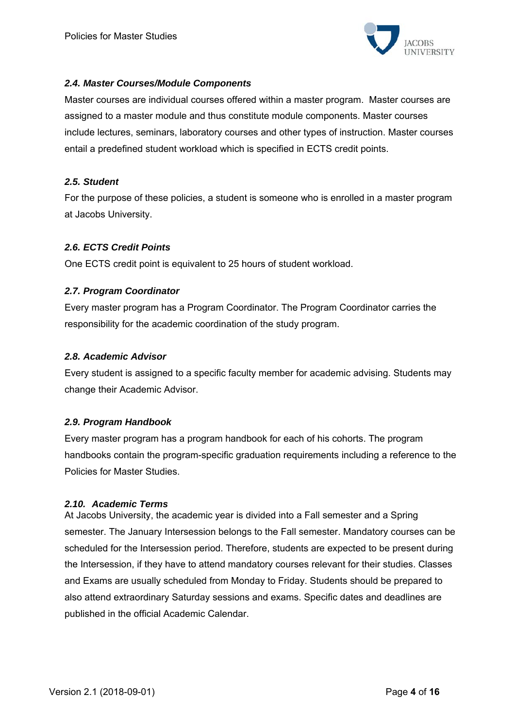#### *2.4. Master Courses/Module Components*

Master courses are individual courses offered within a master program. Master courses are assigned to a master module and thus constitute module components. Master courses include lectures, seminars, laboratory courses and other types of instruction. Master courses entail a predefined student workload which is specified in ECTS credit points.

#### *2.5. Student*

For the purpose of these policies, a student is someone who is enrolled in a master program at Jacobs University.

#### *2.6. ECTS Credit Points*

One ECTS credit point is equivalent to 25 hours of student workload.

#### *2.7. Program Coordinator*

Every master program has a Program Coordinator. The Program Coordinator carries the responsibility for the academic coordination of the study program.

#### *2.8. Academic Advisor*

Every student is assigned to a specific faculty member for academic advising. Students may change their Academic Advisor.

#### *2.9. Program Handbook*

Every master program has a program handbook for each of his cohorts. The program handbooks contain the program-specific graduation requirements including a reference to the Policies for Master Studies.

#### *2.10. Academic Terms*

At Jacobs University, the academic year is divided into a Fall semester and a Spring semester. The January Intersession belongs to the Fall semester. Mandatory courses can be scheduled for the Intersession period. Therefore, students are expected to be present during the Intersession, if they have to attend mandatory courses relevant for their studies. Classes and Exams are usually scheduled from Monday to Friday. Students should be prepared to also attend extraordinary Saturday sessions and exams. Specific dates and deadlines are published in the official Academic Calendar.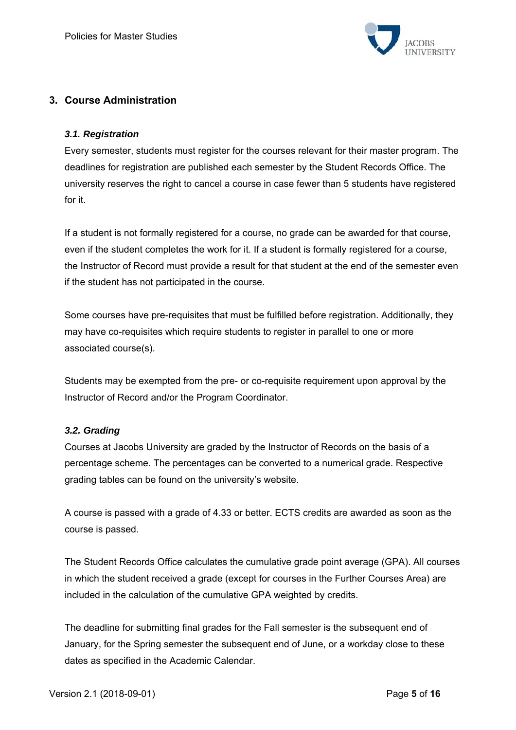## 3. Course Administration

### *3.1. Registration*

Every semester, students must register for the courses relevant for their master program. The deadlines for registration are published each semester by the Student Records Office. The university reserves the right to cancel a course in case fewer than 5 students have registered for it.

If a student is not formally registered for a course, no grade can be awarded for that course, even if the student completes the work for it. If a student is formally registered for a course, the Instructor of Record must provide a result for that student at the end of the semester even if the student has not participated in the course.

Some courses have pre-requisites that must be fulfilled before registration. Additionally, they may have co-requisites which require students to register in parallel to one or more associated course(s).

Students may be exempted from the pre- or co-requisite requirement upon approval by the Instructor of Record and/or the Program Coordinator.

### *3.2. Grading*

Courses at Jacobs University are graded by the Instructor of Records on the basis of a percentage scheme. The percentages can be converted to a numerical grade. Respective grading tables can be found on the university's website.

A course is passed with a grade of 4.33 or better. ECTS credits are awarded as soon as the course is passed.

The Student Records Office calculates the cumulative grade point average (GPA). All courses in which the student received a grade (except for courses in the Further Courses Area) are included in the calculation of the cumulative GPA weighted by credits.

The deadline for submitting final grades for the Fall semester is the subsequent end of January, for the Spring semester the subsequent end of June, or a workday close to these dates as specified in the Academic Calendar.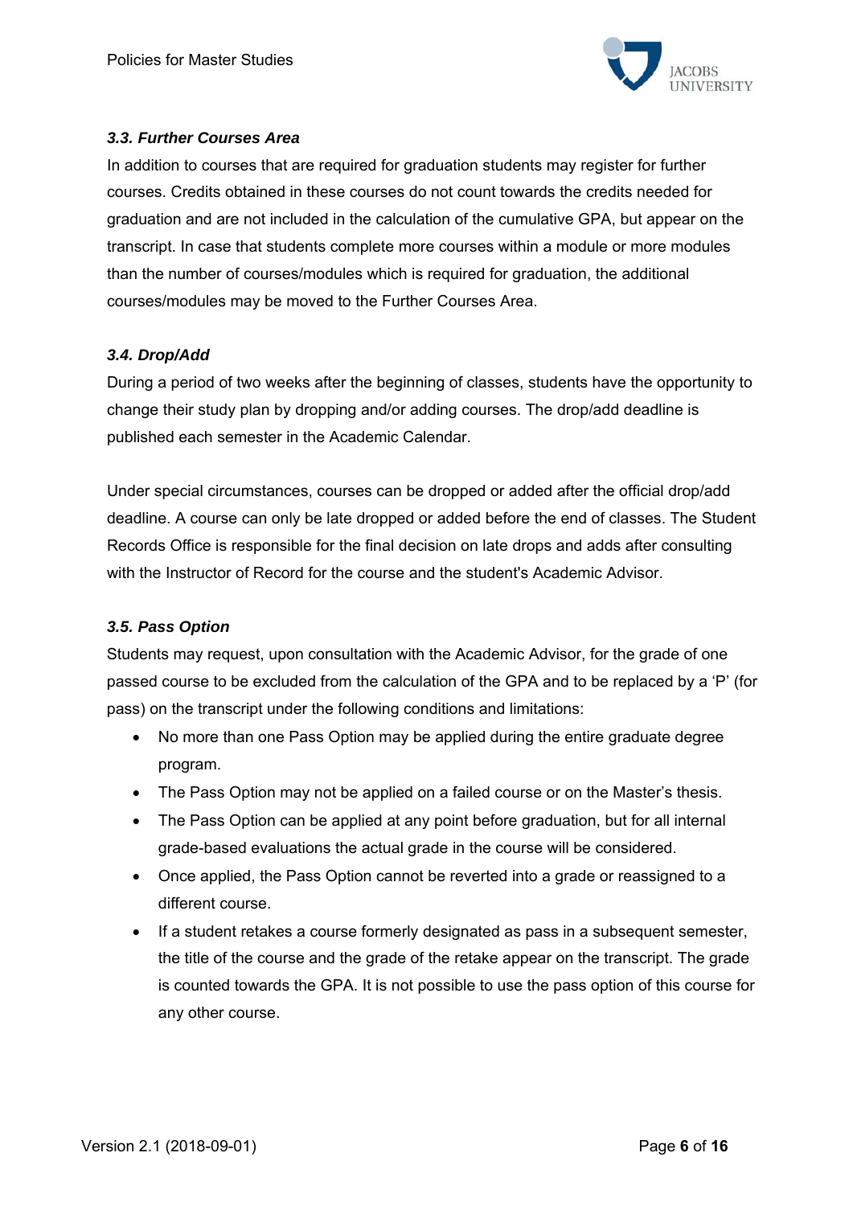### *3.3. Further Courses Area*

In addition to courses that are required for graduation students may register for further courses. Credits obtained in these courses do not count towards the credits needed for graduation and are not included in the calculation of the cumulative GPA, but appear on the transcript. In case that students complete more courses within a module or more modules than the number of courses/modules which is required for graduation, the additional courses/modules may be moved to the Further Courses Area.

### *3.4. Drop/Add*

During a period of two weeks after the beginning of classes, students have the opportunity to change their study plan by dropping and/or adding courses. The drop/add deadline is published each semester in the Academic Calendar.

Under special circumstances, courses can be dropped or added after the official drop/add deadline. A course can only be late dropped or added before the end of classes. The Student Records Office is responsible for the final decision on late drops and adds after consulting with the Instructor of Record for the course and the student's Academic Advisor.

### *3.5. Pass Option*

Students may request, upon consultation with the Academic Advisor, for the grade of one passed course to be excluded from the calculation of the GPA and to be replaced by a 'P' (for pass) on the transcript under the following conditions and limitations:

- No more than one Pass Option may be applied during the entire graduate degree program.
- The Pass Option may not be applied on a failed course or on the Master's thesis.
- The Pass Option can be applied at any point before graduation, but for all internal grade-based evaluations the actual grade in the course will be considered.
- Once applied, the Pass Option cannot be reverted into a grade or reassigned to a different course.
- If a student retakes a course formerly designated as pass in a subsequent semester, the title of the course and the grade of the retake appear on the transcript. The grade is counted towards the GPA. It is not possible to use the pass option of this course for any other course.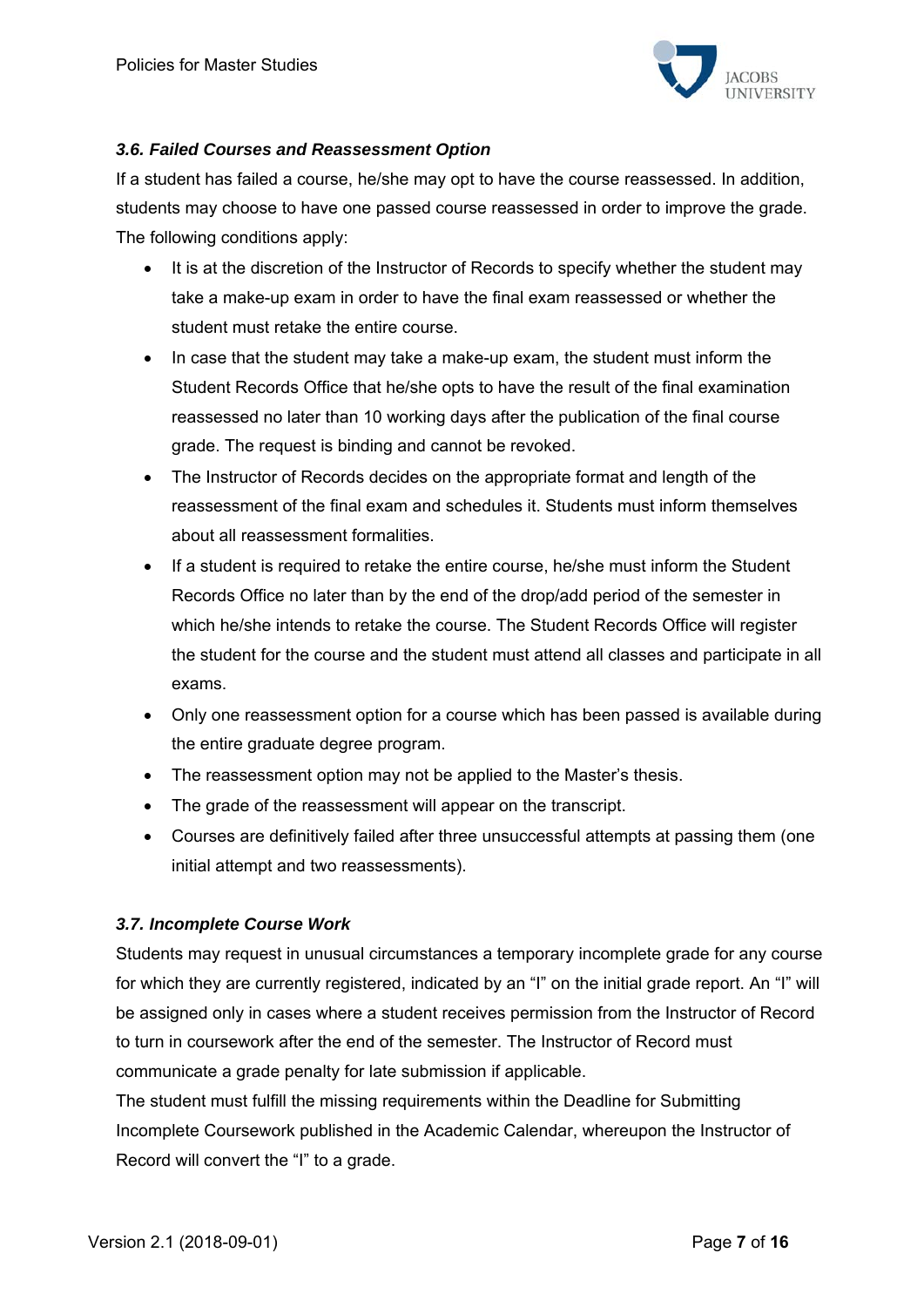### *3.6. Failed Courses and Reassessment Option*

If a student has failed a course, he/she may opt to have the course reassessed. In addition, students may choose to have one passed course reassessed in order to improve the grade. The following conditions apply:

- It is at the discretion of the Instructor of Records to specify whether the student may take a make-up exam in order to have the final exam reassessed or whether the student must retake the entire course.
- In case that the student may take a make-up exam, the student must inform the Student Records Office that he/she opts to have the result of the final examination reassessed no later than 10 working days after the publication of the final course grade. The request is binding and cannot be revoked.
- The Instructor of Records decides on the appropriate format and length of the reassessment of the final exam and schedules it. Students must inform themselves about all reassessment formalities.
- If a student is required to retake the entire course, he/she must inform the Student Records Office no later than by the end of the drop/add period of the semester in which he/she intends to retake the course. The Student Records Office will register the student for the course and the student must attend all classes and participate in all exams.
- Only one reassessment option for a course which has been passed is available during the entire graduate degree program.
- The reassessment option may not be applied to the Master's thesis.
- The grade of the reassessment will appear on the transcript.
- Courses are definitively failed after three unsuccessful attempts at passing them (one initial attempt and two reassessments).

### *3.7. Incomplete Course Work*

Students may request in unusual circumstances a temporary incomplete grade for any course for which they are currently registered, indicated by an "I" on the initial grade report. An "I" will be assigned only in cases where a student receives permission from the Instructor of Record to turn in coursework after the end of the semester. The Instructor of Record must communicate a grade penalty for late submission if applicable.

The student must fulfill the missing requirements within the Deadline for Submitting Incomplete Coursework published in the Academic Calendar, whereupon the Instructor of Record will convert the "I" to a grade.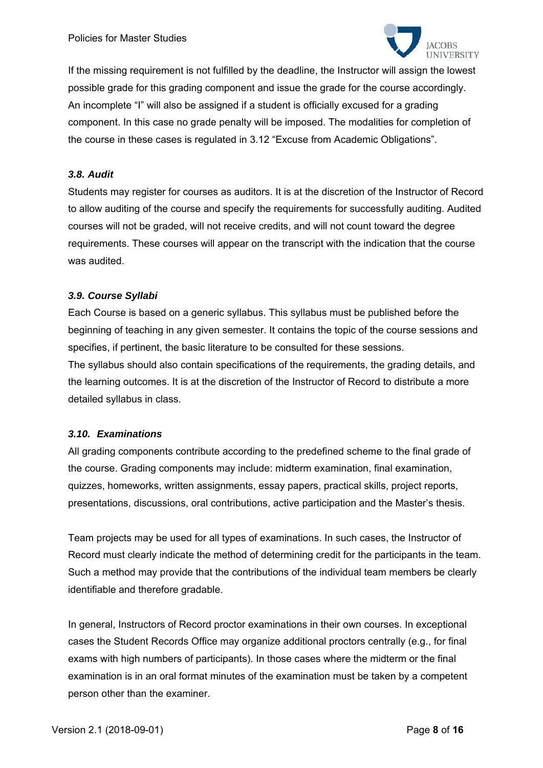If the missing requirement is not fulfilled by the deadline, the Instructor will assign the lowest possible grade for this grading component and issue the grade for the course accordingly. An incomplete "I" will also be assigned if a student is officially excused for a grading component. In this case no grade penalty will be imposed. The modalities for completion of the course in these cases is regulated in 3.12 "Excuse from Academic Obligations".

### *3.8. Audit*

Students may register for courses as auditors. It is at the discretion of the Instructor of Record to allow auditing of the course and specify the requirements for successfully auditing. Audited courses will not be graded, will not receive credits, and will not count toward the degree requirements. These courses will appear on the transcript with the indication that the course was audited.

### *3.9. Course Syllabi*

Each Course is based on a generic syllabus. This syllabus must be published before the beginning of teaching in any given semester. It contains the topic of the course sessions and specifies, if pertinent, the basic literature to be consulted for these sessions.
The syllabus should also contain specifications of the requirements, the grading details, and the learning outcomes. It is at the discretion of the Instructor of Record to distribute a more detailed syllabus in class.

### *3.10. Examinations*

All grading components contribute according to the predefined scheme to the final grade of the course. Grading components may include: midterm examination, final examination, quizzes, homeworks, written assignments, essay papers, practical skills, project reports, presentations, discussions, oral contributions, active participation and the Master's thesis.

Team projects may be used for all types of examinations. In such cases, the Instructor of Record must clearly indicate the method of determining credit for the participants in the team. Such a method may provide that the contributions of the individual team members be clearly identifiable and therefore gradable.

In general, Instructors of Record proctor examinations in their own courses. In exceptional cases the Student Records Office may organize additional proctors centrally (e.g., for final exams with high numbers of participants). In those cases where the midterm or the final examination is in an oral format minutes of the examination must be taken by a competent person other than the examiner.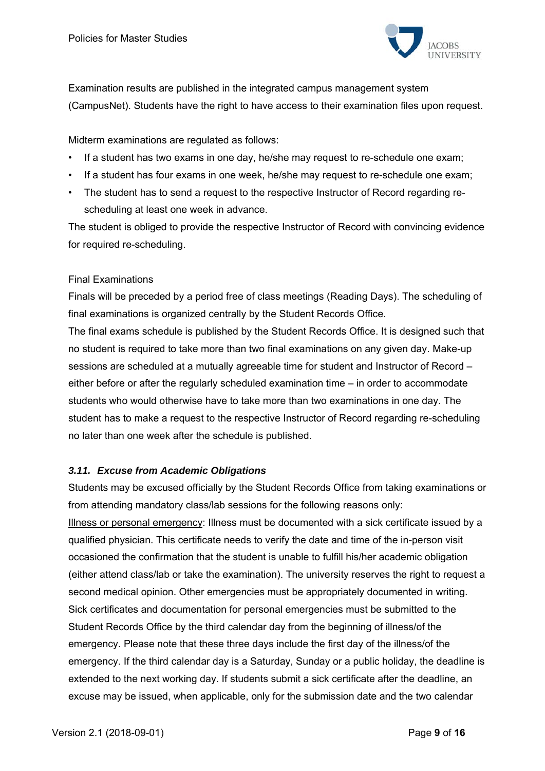Examination results are published in the integrated campus management system (CampusNet). Students have the right to have access to their examination files upon request.

Midterm examinations are regulated as follows:

- If a student has two exams in one day, he/she may request to re-schedule one exam;
- If a student has four exams in one week, he/she may request to re-schedule one exam;
- The student has to send a request to the respective Instructor of Record regarding re-scheduling at least one week in advance.

The student is obliged to provide the respective Instructor of Record with convincing evidence for required re-scheduling.

Final Examinations

Finals will be preceded by a period free of class meetings (Reading Days). The scheduling of final examinations is organized centrally by the Student Records Office.

The final exams schedule is published by the Student Records Office. It is designed such that no student is required to take more than two final examinations on any given day. Make-up sessions are scheduled at a mutually agreeable time for student and Instructor of Record – either before or after the regularly scheduled examination time – in order to accommodate students who would otherwise have to take more than two examinations in one day. The student has to make a request to the respective Instructor of Record regarding re-scheduling no later than one week after the schedule is published.

### *3.11. Excuse from Academic Obligations*

Students may be excused officially by the Student Records Office from taking examinations or from attending mandatory class/lab sessions for the following reasons only:

<u>Illness or personal emergency</u>: Illness must be documented with a sick certificate issued by a qualified physician. This certificate needs to verify the date and time of the in-person visit occasioned the confirmation that the student is unable to fulfill his/her academic obligation (either attend class/lab or take the examination). The university reserves the right to request a second medical opinion. Other emergencies must be appropriately documented in writing. Sick certificates and documentation for personal emergencies must be submitted to the Student Records Office by the third calendar day from the beginning of illness/of the emergency. Please note that these three days include the first day of the illness/of the emergency. If the third calendar day is a Saturday, Sunday or a public holiday, the deadline is extended to the next working day. If students submit a sick certificate after the deadline, an excuse may be issued, when applicable, only for the submission date and the two calendar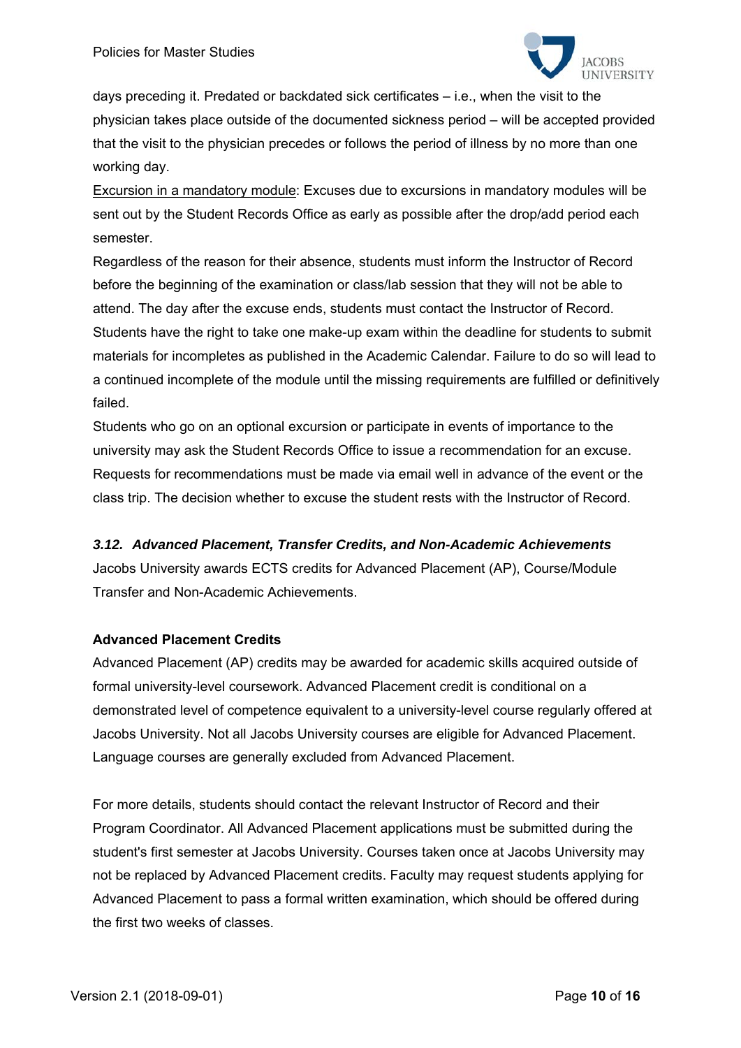days preceding it. Predated or backdated sick certificates – i.e., when the visit to the physician takes place outside of the documented sickness period – will be accepted provided that the visit to the physician precedes or follows the period of illness by no more than one working day.

Excursion in a mandatory module: Excuses due to excursions in mandatory modules will be sent out by the Student Records Office as early as possible after the drop/add period each semester.

Regardless of the reason for their absence, students must inform the Instructor of Record before the beginning of the examination or class/lab session that they will not be able to attend. The day after the excuse ends, students must contact the Instructor of Record. Students have the right to take one make-up exam within the deadline for students to submit materials for incompletes as published in the Academic Calendar. Failure to do so will lead to a continued incomplete of the module until the missing requirements are fulfilled or definitively failed.

Students who go on an optional excursion or participate in events of importance to the university may ask the Student Records Office to issue a recommendation for an excuse. Requests for recommendations must be made via email well in advance of the event or the class trip. The decision whether to excuse the student rests with the Instructor of Record.

### *3.12. Advanced Placement, Transfer Credits, and Non-Academic Achievements*

Jacobs University awards ECTS credits for Advanced Placement (AP), Course/Module Transfer and Non-Academic Achievements.

#### Advanced Placement Credits

Advanced Placement (AP) credits may be awarded for academic skills acquired outside of formal university-level coursework. Advanced Placement credit is conditional on a demonstrated level of competence equivalent to a university-level course regularly offered at Jacobs University. Not all Jacobs University courses are eligible for Advanced Placement. Language courses are generally excluded from Advanced Placement.

For more details, students should contact the relevant Instructor of Record and their Program Coordinator. All Advanced Placement applications must be submitted during the student's first semester at Jacobs University. Courses taken once at Jacobs University may not be replaced by Advanced Placement credits. Faculty may request students applying for Advanced Placement to pass a formal written examination, which should be offered during the first two weeks of classes.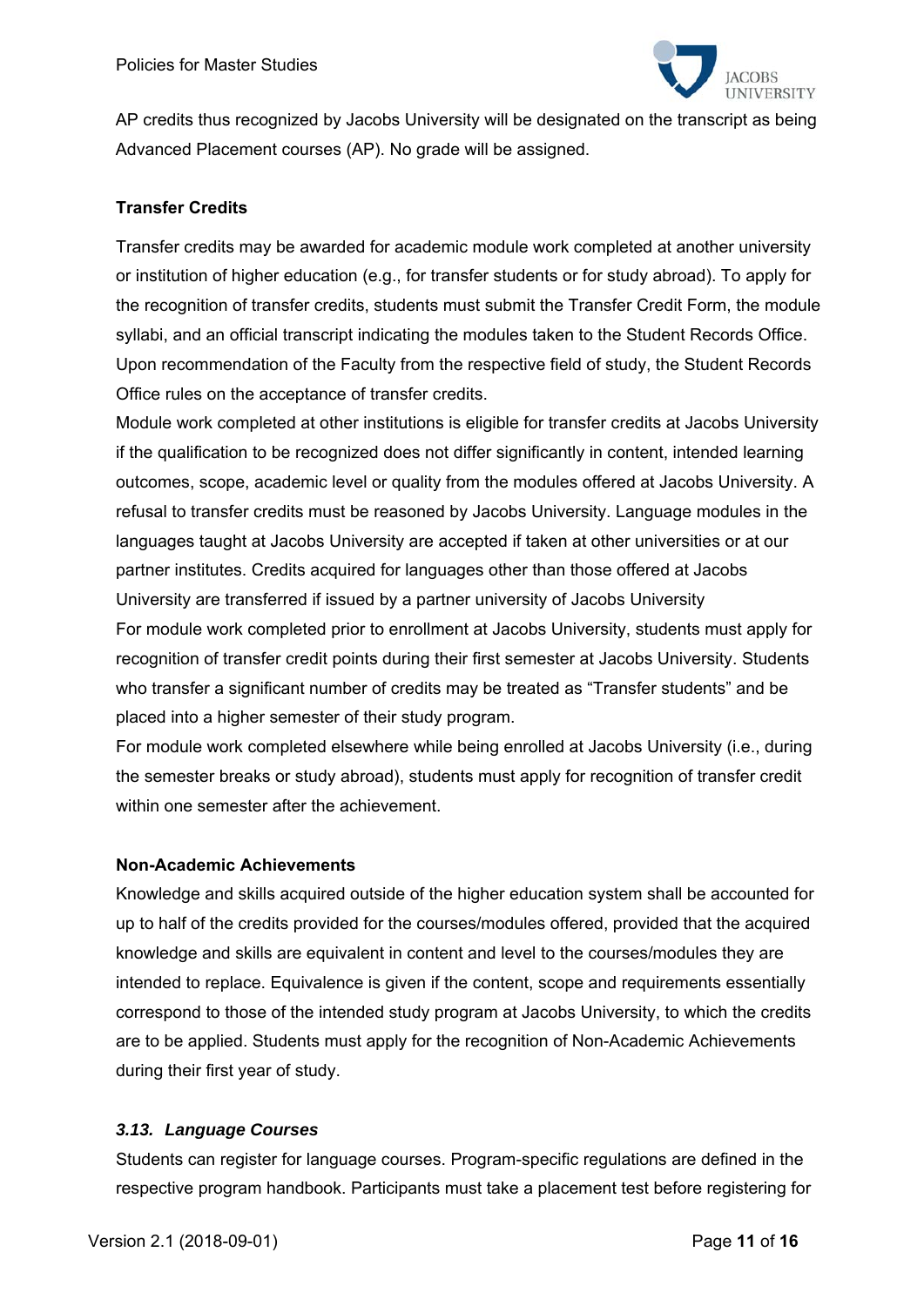AP credits thus recognized by Jacobs University will be designated on the transcript as being Advanced Placement courses (AP). No grade will be assigned.

**Transfer Credits**

Transfer credits may be awarded for academic module work completed at another university or institution of higher education (e.g., for transfer students or for study abroad). To apply for the recognition of transfer credits, students must submit the Transfer Credit Form, the module syllabi, and an official transcript indicating the modules taken to the Student Records Office. Upon recommendation of the Faculty from the respective field of study, the Student Records Office rules on the acceptance of transfer credits.

Module work completed at other institutions is eligible for transfer credits at Jacobs University if the qualification to be recognized does not differ significantly in content, intended learning outcomes, scope, academic level or quality from the modules offered at Jacobs University. A refusal to transfer credits must be reasoned by Jacobs University. Language modules in the languages taught at Jacobs University are accepted if taken at other universities or at our partner institutes. Credits acquired for languages other than those offered at Jacobs University are transferred if issued by a partner university of Jacobs University

For module work completed prior to enrollment at Jacobs University, students must apply for recognition of transfer credit points during their first semester at Jacobs University. Students who transfer a significant number of credits may be treated as "Transfer students" and be placed into a higher semester of their study program.

For module work completed elsewhere while being enrolled at Jacobs University (i.e., during the semester breaks or study abroad), students must apply for recognition of transfer credit within one semester after the achievement.

**Non-Academic Achievements**

Knowledge and skills acquired outside of the higher education system shall be accounted for up to half of the credits provided for the courses/modules offered, provided that the acquired knowledge and skills are equivalent in content and level to the courses/modules they are intended to replace. Equivalence is given if the content, scope and requirements essentially correspond to those of the intended study program at Jacobs University, to which the credits are to be applied. Students must apply for the recognition of Non-Academic Achievements during their first year of study.

### ***3.13. Language Courses***

Students can register for language courses. Program-specific regulations are defined in the respective program handbook. Participants must take a placement test before registering for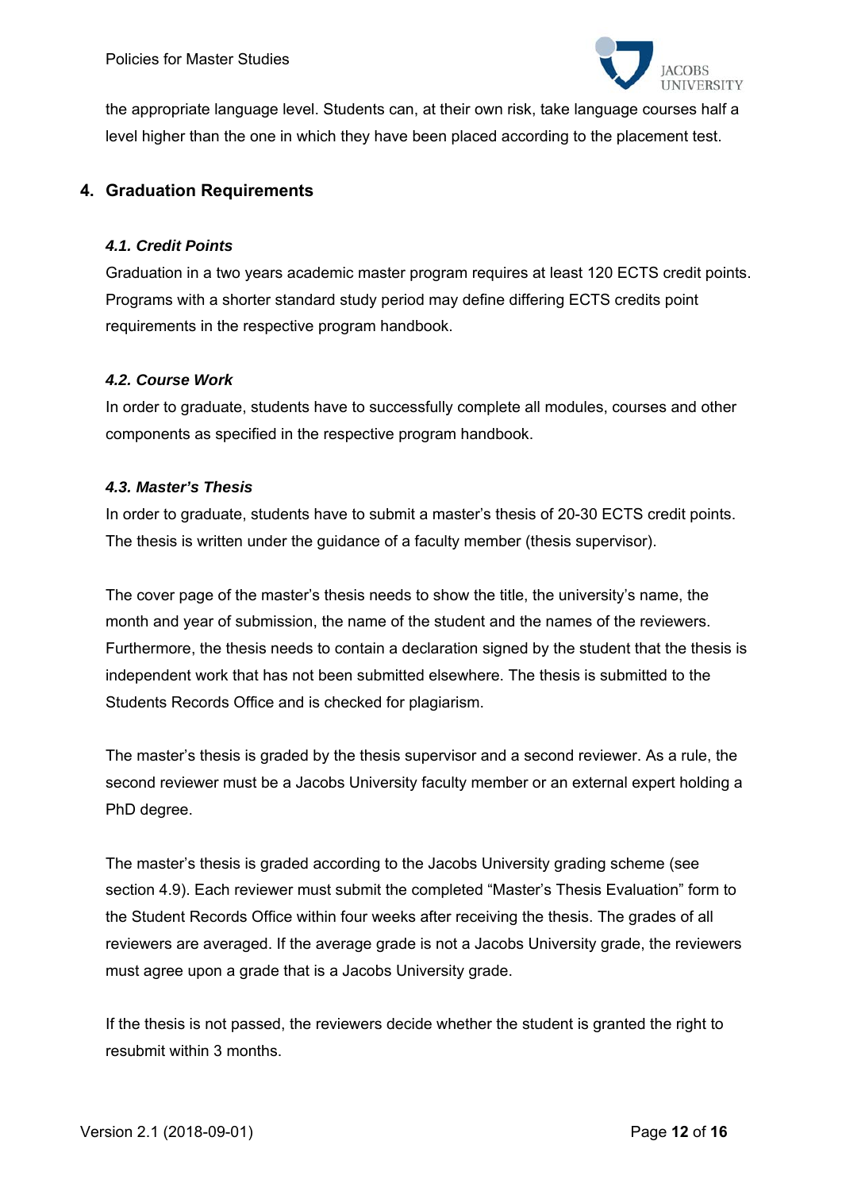the appropriate language level. Students can, at their own risk, take language courses half a level higher than the one in which they have been placed according to the placement test.

## 4. Graduation Requirements

### *4.1. Credit Points*

Graduation in a two years academic master program requires at least 120 ECTS credit points. Programs with a shorter standard study period may define differing ECTS credits point requirements in the respective program handbook.

### *4.2. Course Work*

In order to graduate, students have to successfully complete all modules, courses and other components as specified in the respective program handbook.

### *4.3. Master's Thesis*

In order to graduate, students have to submit a master's thesis of 20-30 ECTS credit points. The thesis is written under the guidance of a faculty member (thesis supervisor).

The cover page of the master's thesis needs to show the title, the university's name, the month and year of submission, the name of the student and the names of the reviewers. Furthermore, the thesis needs to contain a declaration signed by the student that the thesis is independent work that has not been submitted elsewhere. The thesis is submitted to the Students Records Office and is checked for plagiarism.

The master's thesis is graded by the thesis supervisor and a second reviewer. As a rule, the second reviewer must be a Jacobs University faculty member or an external expert holding a PhD degree.

The master's thesis is graded according to the Jacobs University grading scheme (see section 4.9). Each reviewer must submit the completed "Master's Thesis Evaluation" form to the Student Records Office within four weeks after receiving the thesis. The grades of all reviewers are averaged. If the average grade is not a Jacobs University grade, the reviewers must agree upon a grade that is a Jacobs University grade.

If the thesis is not passed, the reviewers decide whether the student is granted the right to resubmit within 3 months.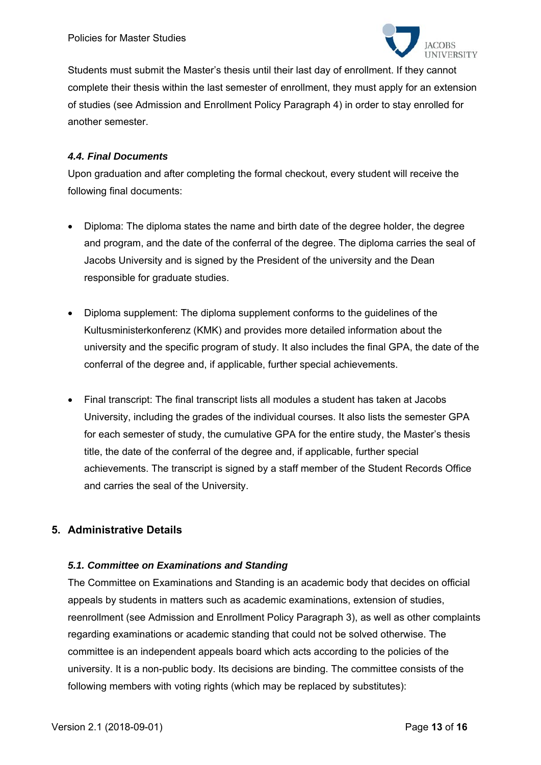Students must submit the Master's thesis until their last day of enrollment. If they cannot complete their thesis within the last semester of enrollment, they must apply for an extension of studies (see Admission and Enrollment Policy Paragraph 4) in order to stay enrolled for another semester.

### *4.4. Final Documents*

Upon graduation and after completing the formal checkout, every student will receive the following final documents:

- Diploma: The diploma states the name and birth date of the degree holder, the degree and program, and the date of the conferral of the degree. The diploma carries the seal of Jacobs University and is signed by the President of the university and the Dean responsible for graduate studies.

- Diploma supplement: The diploma supplement conforms to the guidelines of the Kultusministerkonferenz (KMK) and provides more detailed information about the university and the specific program of study. It also includes the final GPA, the date of the conferral of the degree and, if applicable, further special achievements.

- Final transcript: The final transcript lists all modules a student has taken at Jacobs University, including the grades of the individual courses. It also lists the semester GPA for each semester of study, the cumulative GPA for the entire study, the Master's thesis title, the date of the conferral of the degree and, if applicable, further special achievements. The transcript is signed by a staff member of the Student Records Office and carries the seal of the University.

## 5. Administrative Details

### *5.1. Committee on Examinations and Standing*

The Committee on Examinations and Standing is an academic body that decides on official appeals by students in matters such as academic examinations, extension of studies, reenrollment (see Admission and Enrollment Policy Paragraph 3), as well as other complaints regarding examinations or academic standing that could not be solved otherwise. The committee is an independent appeals board which acts according to the policies of the university. It is a non-public body. Its decisions are binding. The committee consists of the following members with voting rights (which may be replaced by substitutes):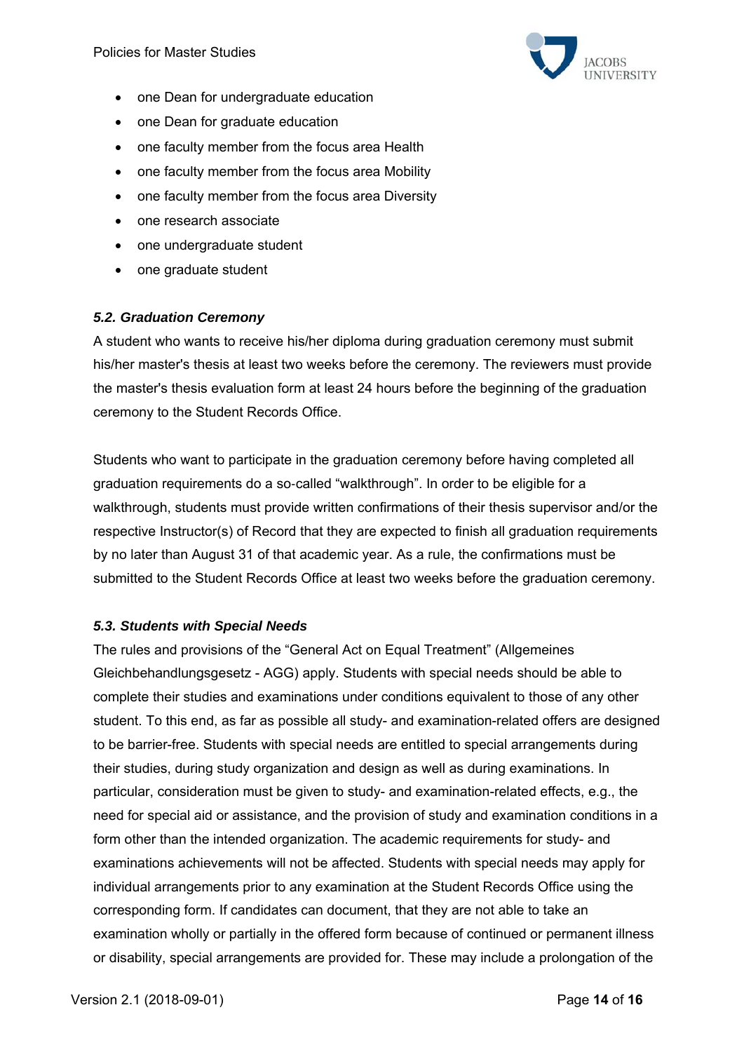- one Dean for undergraduate education
- one Dean for graduate education
- one faculty member from the focus area Health
- one faculty member from the focus area Mobility
- one faculty member from the focus area Diversity
- one research associate
- one undergraduate student
- one graduate student

### *5.2. Graduation Ceremony*

A student who wants to receive his/her diploma during graduation ceremony must submit his/her master's thesis at least two weeks before the ceremony. The reviewers must provide the master's thesis evaluation form at least 24 hours before the beginning of the graduation ceremony to the Student Records Office.

Students who want to participate in the graduation ceremony before having completed all graduation requirements do a so-called “walkthrough”. In order to be eligible for a walkthrough, students must provide written confirmations of their thesis supervisor and/or the respective Instructor(s) of Record that they are expected to finish all graduation requirements by no later than August 31 of that academic year. As a rule, the confirmations must be submitted to the Student Records Office at least two weeks before the graduation ceremony.

### *5.3. Students with Special Needs*

The rules and provisions of the “General Act on Equal Treatment” (Allgemeines Gleichbehandlungsgesetz - AGG) apply. Students with special needs should be able to complete their studies and examinations under conditions equivalent to those of any other student. To this end, as far as possible all study- and examination-related offers are designed to be barrier-free. Students with special needs are entitled to special arrangements during their studies, during study organization and design as well as during examinations. In particular, consideration must be given to study- and examination-related effects, e.g., the need for special aid or assistance, and the provision of study and examination conditions in a form other than the intended organization. The academic requirements for study- and examinations achievements will not be affected. Students with special needs may apply for individual arrangements prior to any examination at the Student Records Office using the corresponding form. If candidates can document, that they are not able to take an examination wholly or partially in the offered form because of continued or permanent illness or disability, special arrangements are provided for. These may include a prolongation of the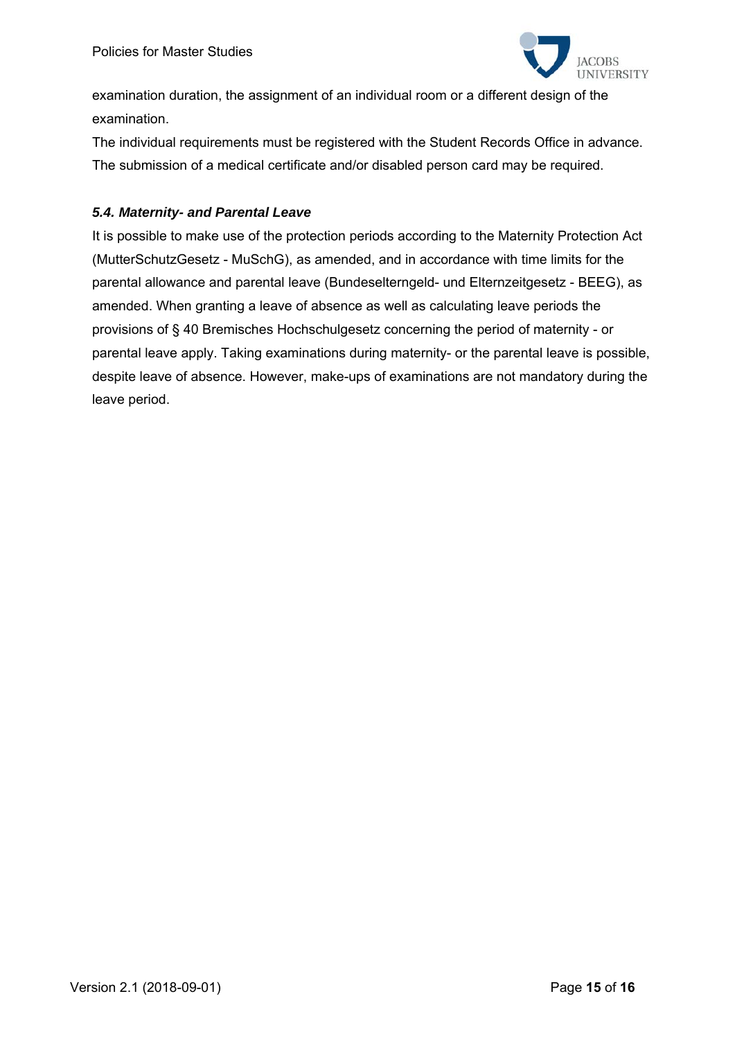examination duration, the assignment of an individual room or a different design of the examination.

The individual requirements must be registered with the Student Records Office in advance. The submission of a medical certificate and/or disabled person card may be required.

### *5.4. Maternity- and Parental Leave*

It is possible to make use of the protection periods according to the Maternity Protection Act (MutterSchutzGesetz - MuSchG), as amended, and in accordance with time limits for the parental allowance and parental leave (Bundeselterngeld- und Elternzeitgesetz - BEEG), as amended. When granting a leave of absence as well as calculating leave periods the provisions of § 40 Bremisches Hochschulgesetz concerning the period of maternity - or parental leave apply. Taking examinations during maternity- or the parental leave is possible, despite leave of absence. However, make-ups of examinations are not mandatory during the leave period.